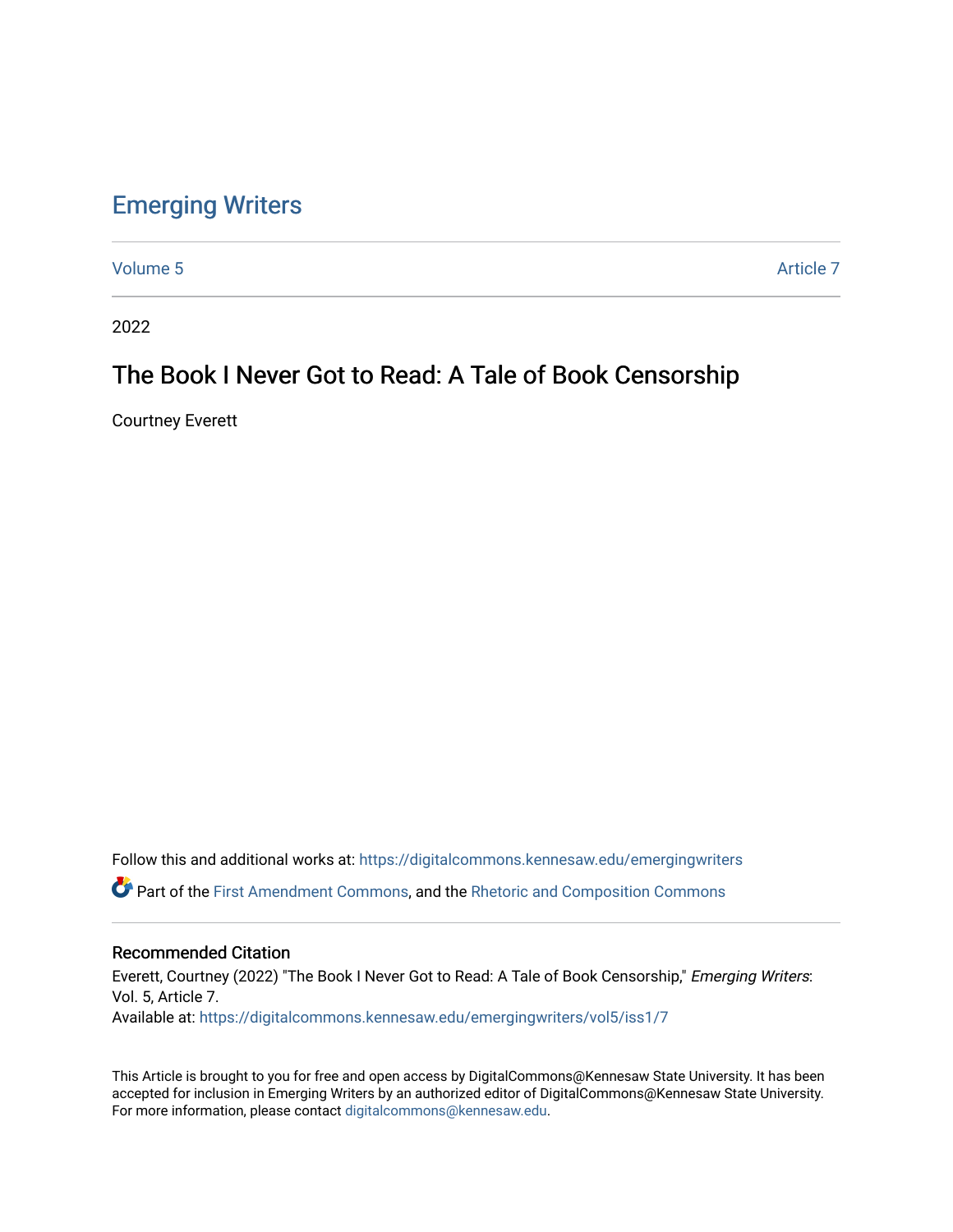# Emerging Writers

Volume 5 | Article 7

2022

## The Book I Never Got to Read: A Tale of Book Censorship

Courtney Everett

Follow this and additional works at: https://digitalcommons.kennesaw.edu/emergingwriters

Part of the First Amendment Commons, and the Rhetoric and Composition Commons

### Recommended Citation

Everett, Courtney (2022) "The Book I Never Got to Read: A Tale of Book Censorship," *Emerging Writers*: Vol. 5, Article 7.
Available at: https://digitalcommons.kennesaw.edu/emergingwriters/vol5/iss1/7

This Article is brought to you for free and open access by DigitalCommons@Kennesaw State University. It has been accepted for inclusion in Emerging Writers by an authorized editor of DigitalCommons@Kennesaw State University. For more information, please contact digitalcommons@kennesaw.edu.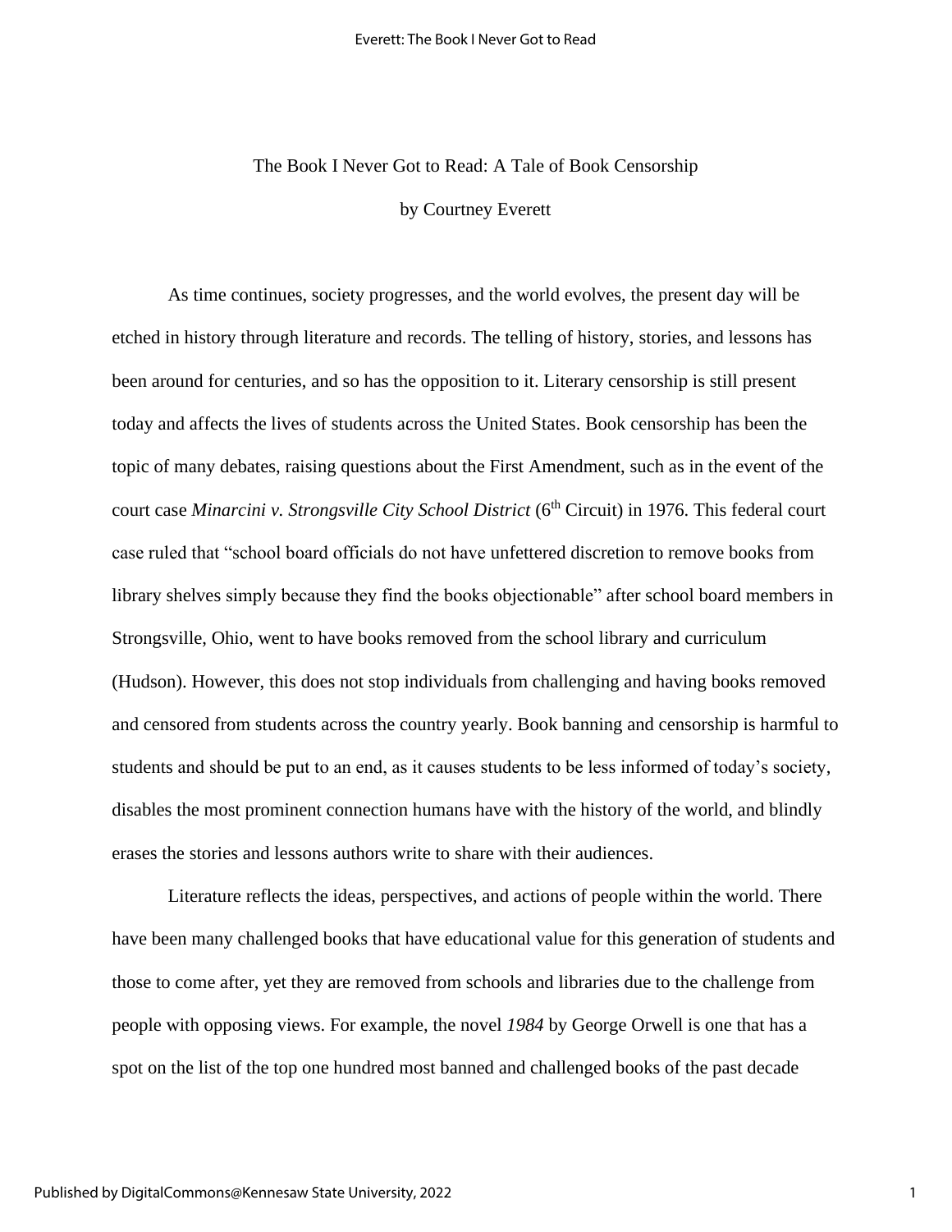The Book I Never Got to Read: A Tale of Book Censorship

by Courtney Everett

As time continues, society progresses, and the world evolves, the present day will be etched in history through literature and records. The telling of history, stories, and lessons has been around for centuries, and so has the opposition to it. Literary censorship is still present today and affects the lives of students across the United States. Book censorship has been the topic of many debates, raising questions about the First Amendment, such as in the event of the court case *Minarcini v. Strongsville City School District* (6th Circuit) in 1976. This federal court case ruled that "school board officials do not have unfettered discretion to remove books from library shelves simply because they find the books objectionable" after school board members in Strongsville, Ohio, went to have books removed from the school library and curriculum (Hudson). However, this does not stop individuals from challenging and having books removed and censored from students across the country yearly. Book banning and censorship is harmful to students and should be put to an end, as it causes students to be less informed of today's society, disables the most prominent connection humans have with the history of the world, and blindly erases the stories and lessons authors write to share with their audiences.

Literature reflects the ideas, perspectives, and actions of people within the world. There have been many challenged books that have educational value for this generation of students and those to come after, yet they are removed from schools and libraries due to the challenge from people with opposing views. For example, the novel *1984* by George Orwell is one that has a spot on the list of the top one hundred most banned and challenged books of the past decade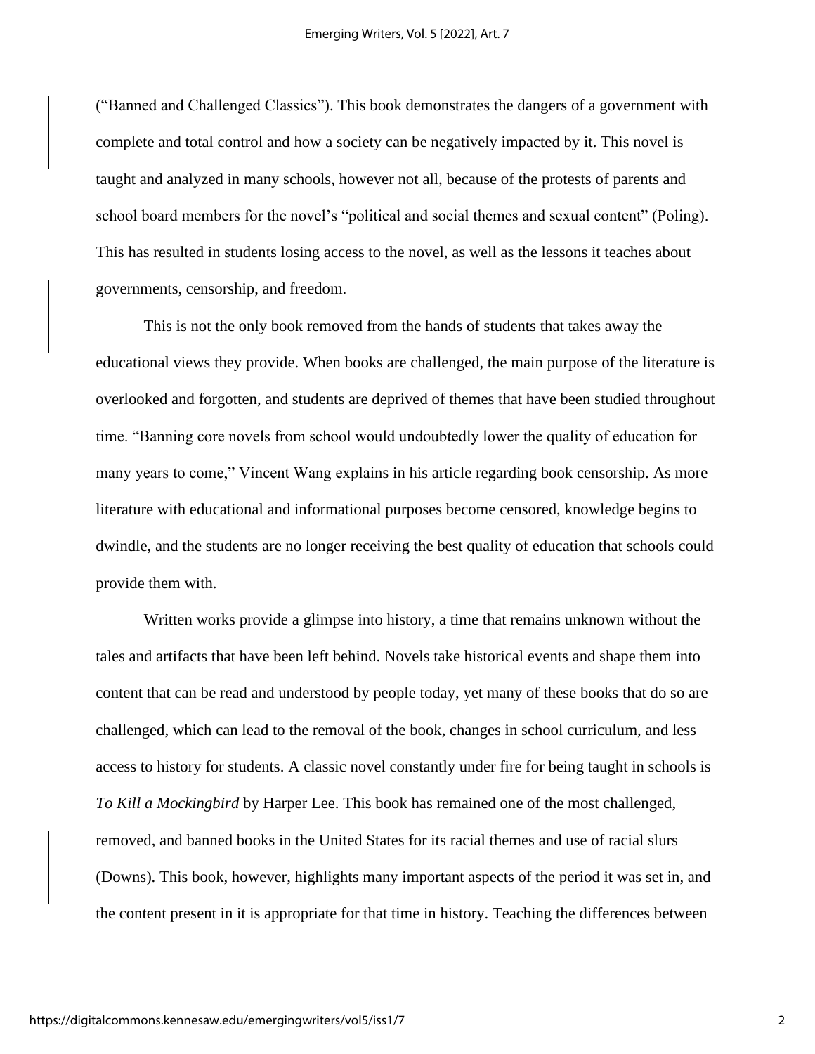("Banned and Challenged Classics"). This book demonstrates the dangers of a government with complete and total control and how a society can be negatively impacted by it. This novel is taught and analyzed in many schools, however not all, because of the protests of parents and school board members for the novel's "political and social themes and sexual content" (Poling). This has resulted in students losing access to the novel, as well as the lessons it teaches about governments, censorship, and freedom.

This is not the only book removed from the hands of students that takes away the educational views they provide. When books are challenged, the main purpose of the literature is overlooked and forgotten, and students are deprived of themes that have been studied throughout time. "Banning core novels from school would undoubtedly lower the quality of education for many years to come," Vincent Wang explains in his article regarding book censorship. As more literature with educational and informational purposes become censored, knowledge begins to dwindle, and the students are no longer receiving the best quality of education that schools could provide them with.

Written works provide a glimpse into history, a time that remains unknown without the tales and artifacts that have been left behind. Novels take historical events and shape them into content that can be read and understood by people today, yet many of these books that do so are challenged, which can lead to the removal of the book, changes in school curriculum, and less access to history for students. A classic novel constantly under fire for being taught in schools is *To Kill a Mockingbird* by Harper Lee. This book has remained one of the most challenged, removed, and banned books in the United States for its racial themes and use of racial slurs (Downs). This book, however, highlights many important aspects of the period it was set in, and the content present in it is appropriate for that time in history. Teaching the differences between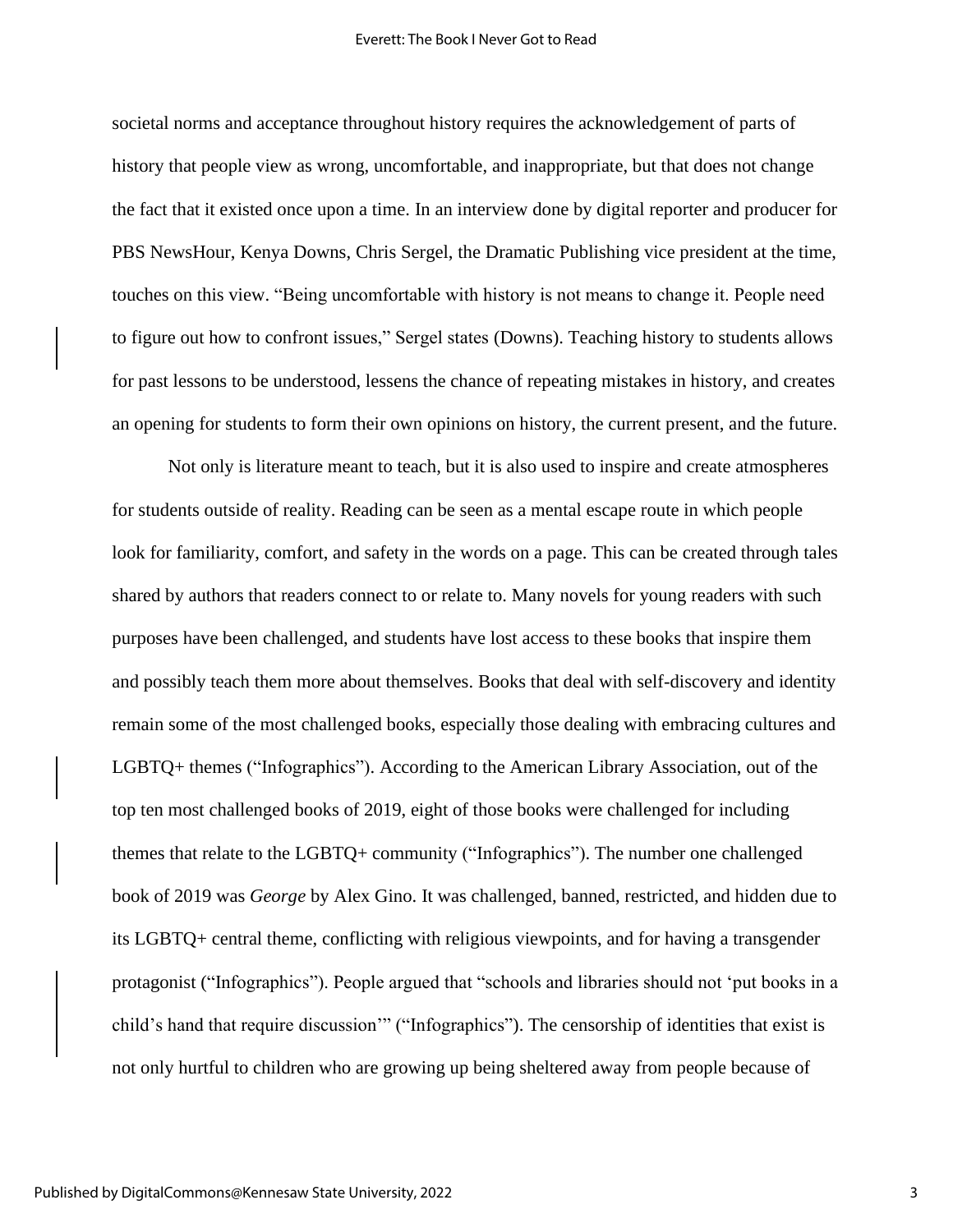societal norms and acceptance throughout history requires the acknowledgement of parts of history that people view as wrong, uncomfortable, and inappropriate, but that does not change the fact that it existed once upon a time. In an interview done by digital reporter and producer for PBS NewsHour, Kenya Downs, Chris Sergel, the Dramatic Publishing vice president at the time, touches on this view. "Being uncomfortable with history is not means to change it. People need to figure out how to confront issues," Sergel states (Downs). Teaching history to students allows for past lessons to be understood, lessens the chance of repeating mistakes in history, and creates an opening for students to form their own opinions on history, the current present, and the future.

Not only is literature meant to teach, but it is also used to inspire and create atmospheres for students outside of reality. Reading can be seen as a mental escape route in which people look for familiarity, comfort, and safety in the words on a page. This can be created through tales shared by authors that readers connect to or relate to. Many novels for young readers with such purposes have been challenged, and students have lost access to these books that inspire them and possibly teach them more about themselves. Books that deal with self-discovery and identity remain some of the most challenged books, especially those dealing with embracing cultures and LGBTQ+ themes ("Infographics"). According to the American Library Association, out of the top ten most challenged books of 2019, eight of those books were challenged for including themes that relate to the LGBTQ+ community ("Infographics"). The number one challenged book of 2019 was *George* by Alex Gino. It was challenged, banned, restricted, and hidden due to its LGBTQ+ central theme, conflicting with religious viewpoints, and for having a transgender protagonist ("Infographics"). People argued that "schools and libraries should not 'put books in a child's hand that require discussion'" ("Infographics"). The censorship of identities that exist is not only hurtful to children who are growing up being sheltered away from people because of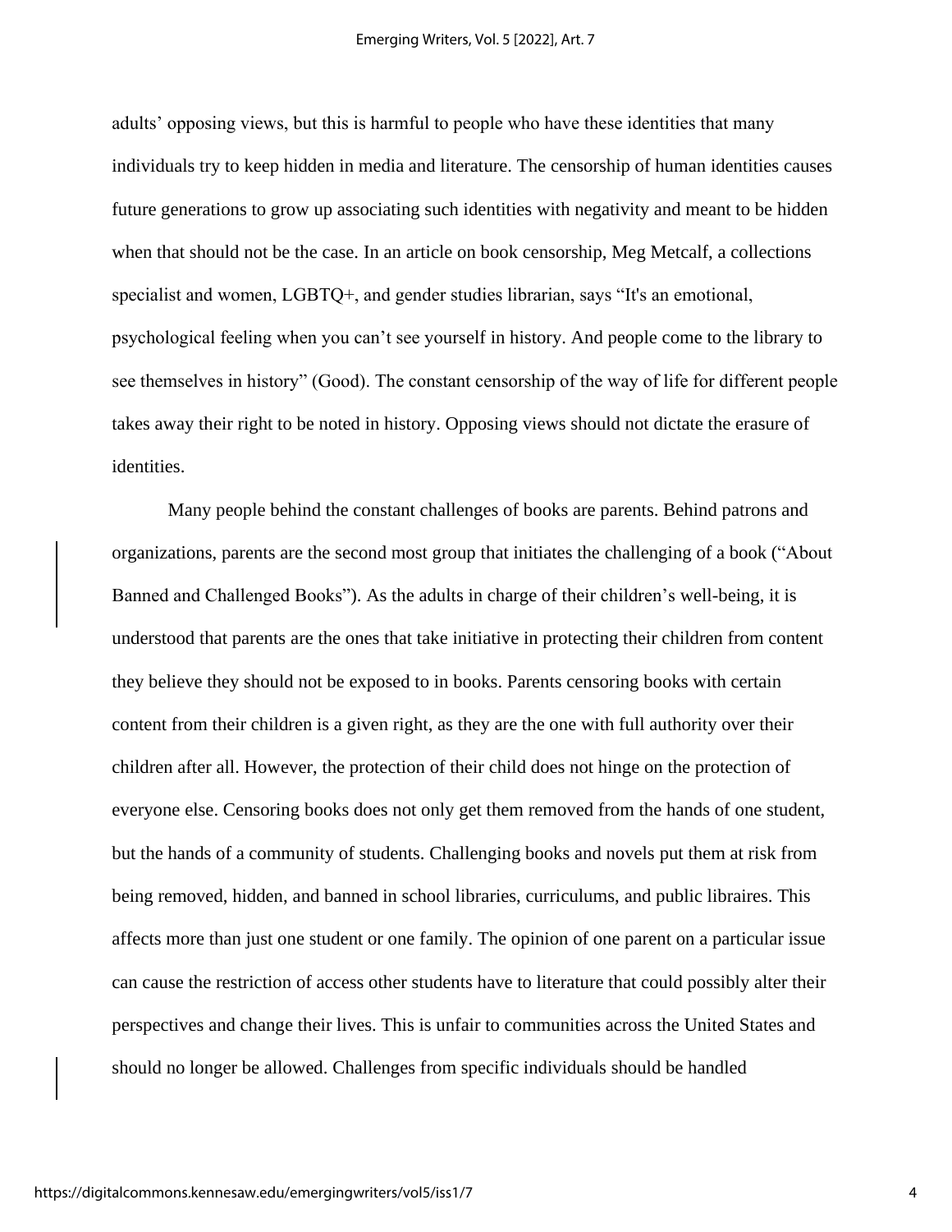adults' opposing views, but this is harmful to people who have these identities that many individuals try to keep hidden in media and literature. The censorship of human identities causes future generations to grow up associating such identities with negativity and meant to be hidden when that should not be the case. In an article on book censorship, Meg Metcalf, a collections specialist and women, LGBTQ+, and gender studies librarian, says "It's an emotional, psychological feeling when you can't see yourself in history. And people come to the library to see themselves in history" (Good). The constant censorship of the way of life for different people takes away their right to be noted in history. Opposing views should not dictate the erasure of identities.

Many people behind the constant challenges of books are parents. Behind patrons and organizations, parents are the second most group that initiates the challenging of a book ("About Banned and Challenged Books"). As the adults in charge of their children's well-being, it is understood that parents are the ones that take initiative in protecting their children from content they believe they should not be exposed to in books. Parents censoring books with certain content from their children is a given right, as they are the one with full authority over their children after all. However, the protection of their child does not hinge on the protection of everyone else. Censoring books does not only get them removed from the hands of one student, but the hands of a community of students. Challenging books and novels put them at risk from being removed, hidden, and banned in school libraries, curriculums, and public libraires. This affects more than just one student or one family. The opinion of one parent on a particular issue can cause the restriction of access other students have to literature that could possibly alter their perspectives and change their lives. This is unfair to communities across the United States and should no longer be allowed. Challenges from specific individuals should be handled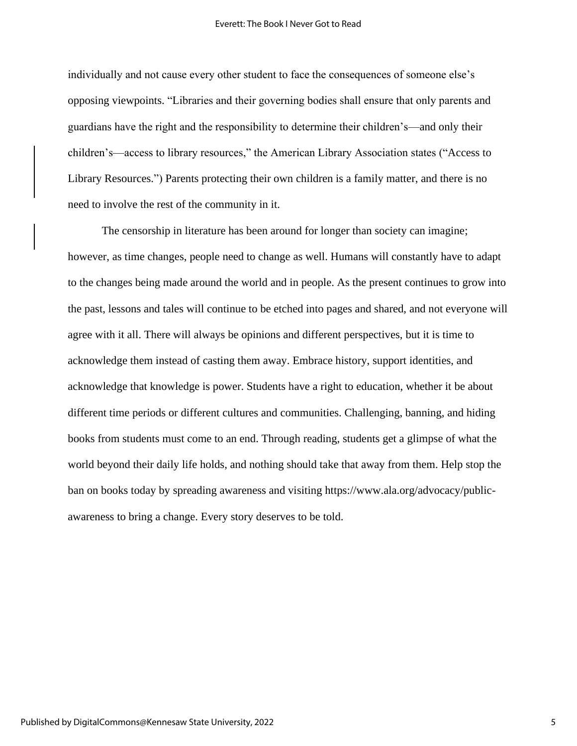individually and not cause every other student to face the consequences of someone else's opposing viewpoints. "Libraries and their governing bodies shall ensure that only parents and guardians have the right and the responsibility to determine their children's—and only their children's—access to library resources," the American Library Association states ("Access to Library Resources.") Parents protecting their own children is a family matter, and there is no need to involve the rest of the community in it.

The censorship in literature has been around for longer than society can imagine; however, as time changes, people need to change as well. Humans will constantly have to adapt to the changes being made around the world and in people. As the present continues to grow into the past, lessons and tales will continue to be etched into pages and shared, and not everyone will agree with it all. There will always be opinions and different perspectives, but it is time to acknowledge them instead of casting them away. Embrace history, support identities, and acknowledge that knowledge is power. Students have a right to education, whether it be about different time periods or different cultures and communities. Challenging, banning, and hiding books from students must come to an end. Through reading, students get a glimpse of what the world beyond their daily life holds, and nothing should take that away from them. Help stop the ban on books today by spreading awareness and visiting https://www.ala.org/advocacy/public-awareness to bring a change. Every story deserves to be told.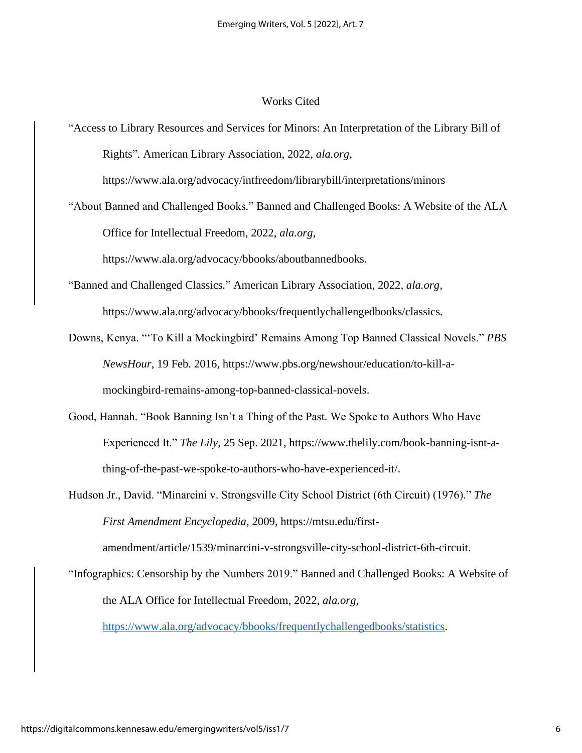# Works Cited

"Access to Library Resources and Services for Minors: An Interpretation of the Library Bill of Rights". American Library Association, 2022, *ala.org*, https://www.ala.org/advocacy/intfreedom/librarybill/interpretations/minors

"About Banned and Challenged Books." Banned and Challenged Books: A Website of the ALA Office for Intellectual Freedom, 2022, *ala.org*, https://www.ala.org/advocacy/bbooks/aboutbannedbooks.

"Banned and Challenged Classics." American Library Association, 2022, *ala.org*, https://www.ala.org/advocacy/bbooks/frequentlychallengedbooks/classics.

Downs, Kenya. "'To Kill a Mockingbird' Remains Among Top Banned Classical Novels." *PBS NewsHour*, 19 Feb. 2016, https://www.pbs.org/newshour/education/to-kill-a-mockingbird-remains-among-top-banned-classical-novels.

Good, Hannah. "Book Banning Isn't a Thing of the Past. We Spoke to Authors Who Have Experienced It." *The Lily*, 25 Sep. 2021, https://www.thelily.com/book-banning-isnt-a-thing-of-the-past-we-spoke-to-authors-who-have-experienced-it/.

Hudson Jr., David. "Minarcini v. Strongsville City School District (6th Circuit) (1976)." *The First Amendment Encyclopedia*, 2009, https://mtsu.edu/first-amendment/article/1539/minarcini-v-strongsville-city-school-district-6th-circuit.

"Infographics: Censorship by the Numbers 2019." Banned and Challenged Books: A Website of the ALA Office for Intellectual Freedom, 2022, *ala.org*, https://www.ala.org/advocacy/bbooks/frequentlychallengedbooks/statistics.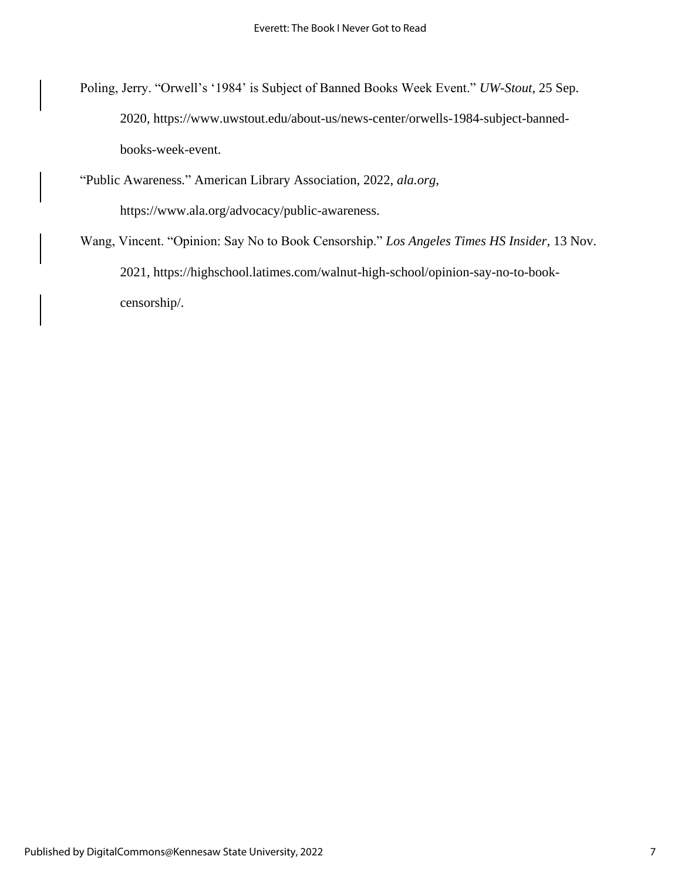Poling, Jerry. "Orwell's '1984' is Subject of Banned Books Week Event." *UW-Stout*, 25 Sep. 2020, https://www.uwstout.edu/about-us/news-center/orwells-1984-subject-banned-books-week-event.

"Public Awareness." American Library Association, 2022, *ala.org*, https://www.ala.org/advocacy/public-awareness.

Wang, Vincent. "Opinion: Say No to Book Censorship." *Los Angeles Times HS Insider*, 13 Nov. 2021, https://highschool.latimes.com/walnut-high-school/opinion-say-no-to-book-censorship/.